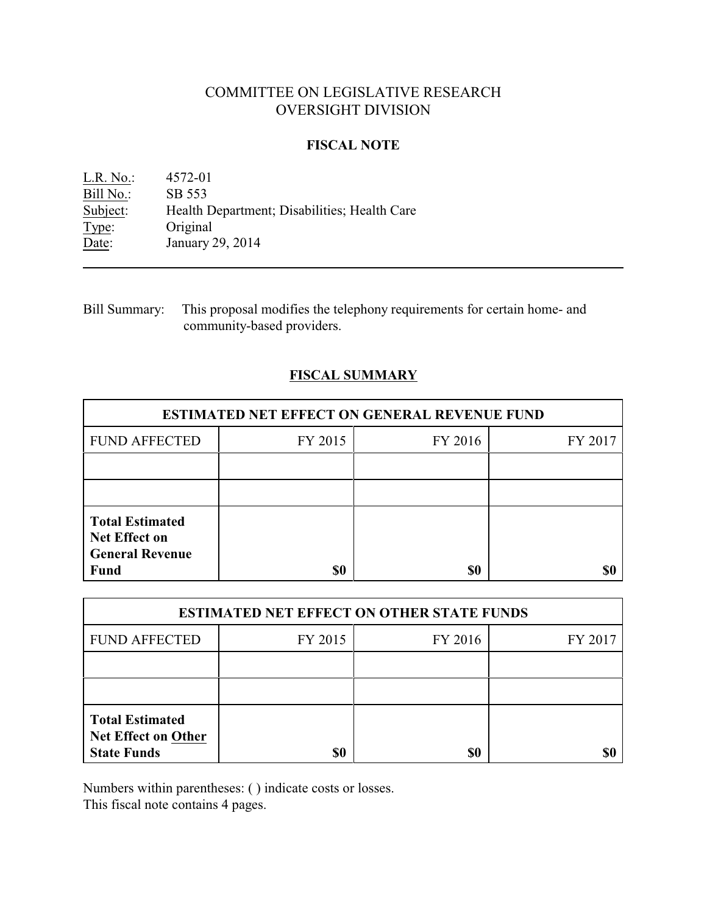# COMMITTEE ON LEGISLATIVE RESEARCH
# OVERSIGHT DIVISION

## FISCAL NOTE

L.R. No.: 4572-01
Bill No.: SB 553
Subject: Health Department; Disabilities; Health Care
Type: Original
Date: January 29, 2014

Bill Summary: This proposal modifies the telephony requirements for certain home- and community-based providers.

## FISCAL SUMMARY

| ESTIMATED NET EFFECT ON GENERAL REVENUE FUND | | | |
|---|---|---|---|
| FUND AFFECTED | FY 2015 | FY 2016 | FY 2017 |
| | | | |
| | | | |
| **Total Estimated Net Effect on General Revenue Fund** | **$0** | **$0** | **$0** |

| ESTIMATED NET EFFECT ON OTHER STATE FUNDS | | | |
|---|---|---|---|
| FUND AFFECTED | FY 2015 | FY 2016 | FY 2017 |
| | | | |
| | | | |
| **Total Estimated Net Effect on Other State Funds** | **$0** | **$0** | **$0** |

Numbers within parentheses: ( ) indicate costs or losses.
This fiscal note contains 4 pages.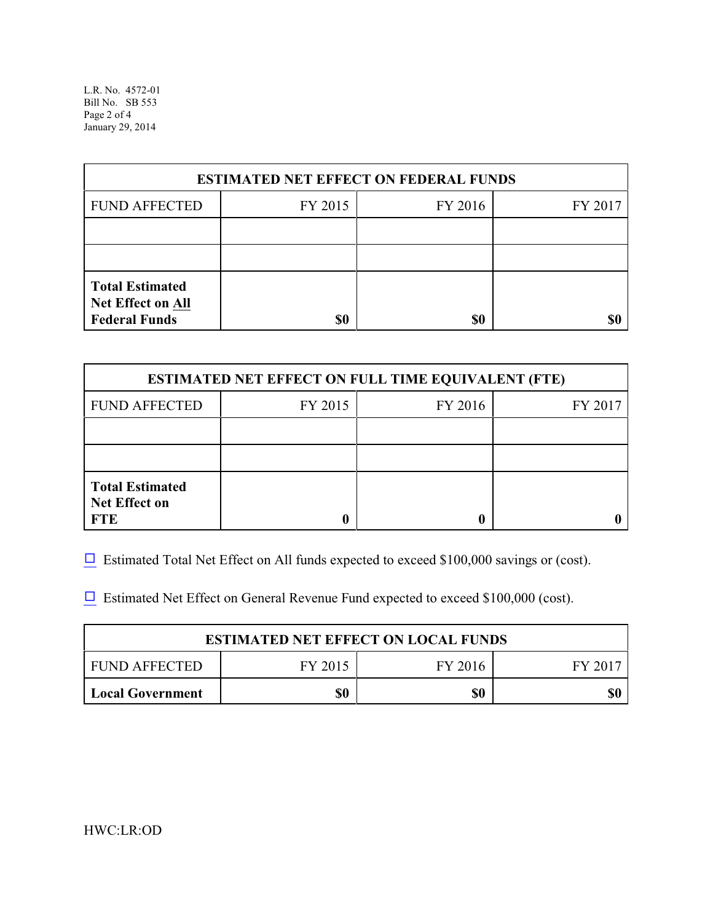| ESTIMATED NET EFFECT ON FEDERAL FUNDS | | | |
|---|---|---|---|
| FUND AFFECTED | FY 2015 | FY 2016 | FY 2017 |
| | | | |
| | | | |
| **Total Estimated Net Effect on All Federal Funds** | **$0** | **$0** | **$0** |

| ESTIMATED NET EFFECT ON FULL TIME EQUIVALENT (FTE) | | | |
|---|---|---|---|
| FUND AFFECTED | FY 2015 | FY 2016 | FY 2017 |
| | | | |
| | | | |
| **Total Estimated Net Effect on FTE** | **0** | **0** | **0** |

☐ Estimated Total Net Effect on All funds expected to exceed $100,000 savings or (cost).

☐ Estimated Net Effect on General Revenue Fund expected to exceed $100,000 (cost).

| ESTIMATED NET EFFECT ON LOCAL FUNDS | | | |
|---|---|---|---|
| FUND AFFECTED | FY 2015 | FY 2016 | FY 2017 |
| **Local Government** | **$0** | **$0** | **$0** |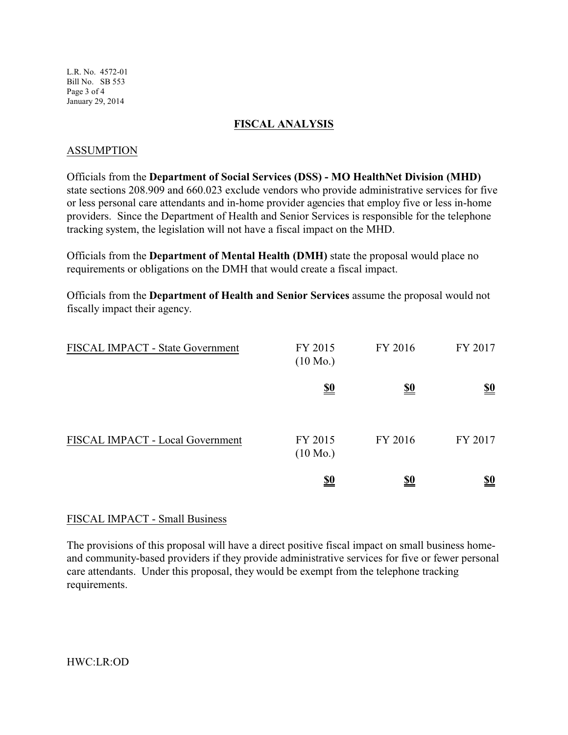## FISCAL ANALYSIS

### ASSUMPTION

Officials from the **Department of Social Services (DSS) - MO HealthNet Division (MHD)** state sections 208.909 and 660.023 exclude vendors who provide administrative services for five or less personal care attendants and in-home provider agencies that employ five or less in-home providers. Since the Department of Health and Senior Services is responsible for the telephone tracking system, the legislation will not have a fiscal impact on the MHD.

Officials from the **Department of Mental Health (DMH)** state the proposal would place no requirements or obligations on the DMH that would create a fiscal impact.

Officials from the **Department of Health and Senior Services** assume the proposal would not fiscally impact their agency.

| FISCAL IMPACT - State Government | FY 2015 (10 Mo.) | FY 2016 | FY 2017 |
|---|---|---|---|
| | **$0** | **$0** | **$0** |

| FISCAL IMPACT - Local Government | FY 2015 (10 Mo.) | FY 2016 | FY 2017 |
|---|---|---|---|
| | **$0** | **$0** | **$0** |

### FISCAL IMPACT - Small Business

The provisions of this proposal will have a direct positive fiscal impact on small business home- and community-based providers if they provide administrative services for five or fewer personal care attendants. Under this proposal, they would be exempt from the telephone tracking requirements.

HWC:LR:OD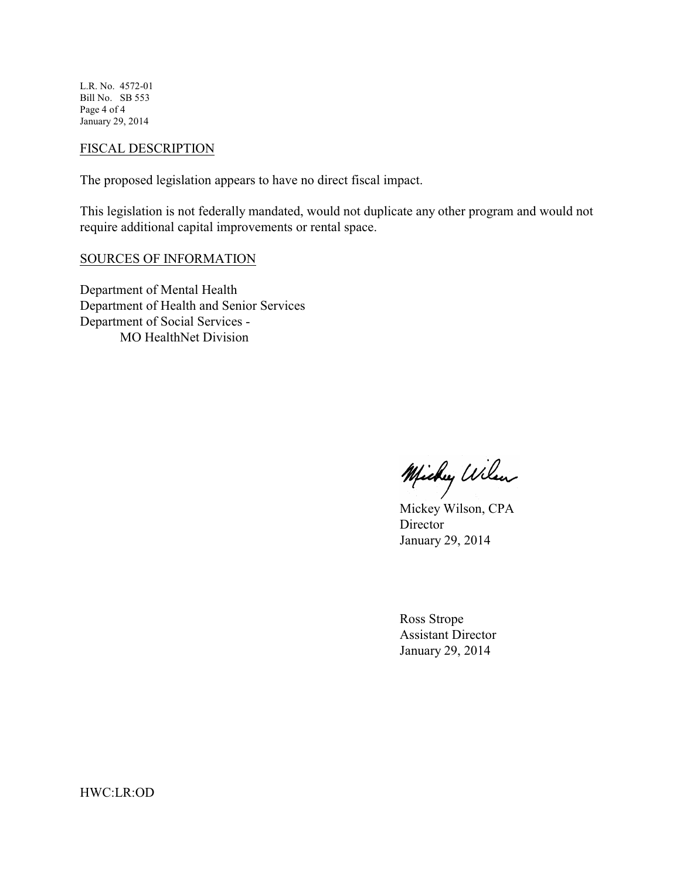## FISCAL DESCRIPTION

The proposed legislation appears to have no direct fiscal impact.

This legislation is not federally mandated, would not duplicate any other program and would not require additional capital improvements or rental space.

## SOURCES OF INFORMATION

Department of Mental Health
Department of Health and Senior Services
Department of Social Services -
MO HealthNet Division

Mickey Wilson, CPA
Director
January 29, 2014

Ross Strope
Assistant Director
January 29, 2014

HWC:LR:OD